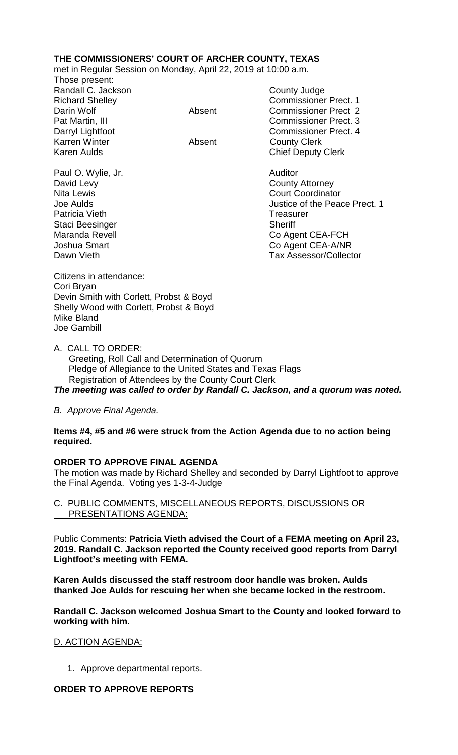**THE COMMISSIONERS' COURT OF ARCHER COUNTY, TEXAS**

met in Regular Session on Monday, April 22, 2019 at 10:00 a.m.

Those present:

| | | |
|---|---|---|
| Randall C. Jackson | | County Judge |
| Richard Shelley | | Commissioner Prect. 1 |
| Darin Wolf | Absent | Commissioner Prect 2 |
| Pat Martin, III | | Commissioner Prect. 3 |
| Darryl Lightfoot | | Commissioner Prect. 4 |
| Karren Winter | Absent | County Clerk |
| Karen Aulds | | Chief Deputy Clerk |
| | | |
| Paul O. Wylie, Jr. | | Auditor |
| David Levy | | County Attorney |
| Nita Lewis | | Court Coordinator |
| Joe Aulds | | Justice of the Peace Prect. 1 |
| Patricia Vieth | | Treasurer |
| Staci Beesinger | | Sheriff |
| Maranda Revell | | Co Agent CEA-FCH |
| Joshua Smart | | Co Agent CEA-A/NR |
| Dawn Vieth | | Tax Assessor/Collector |

Citizens in attendance:
Cori Bryan
Devin Smith with Corlett, Probst & Boyd
Shelly Wood with Corlett, Probst & Boyd
Mike Bland
Joe Gambill

A. CALL TO ORDER:

Greeting, Roll Call and Determination of Quorum
Pledge of Allegiance to the United States and Texas Flags
Registration of Attendees by the County Court Clerk

***The meeting was called to order by Randall C. Jackson, and a quorum was noted.***

*B. Approve Final Agenda.*

**Items #4, #5 and #6 were struck from the Action Agenda due to no action being required.**

**ORDER TO APPROVE FINAL AGENDA**

The motion was made by Richard Shelley and seconded by Darryl Lightfoot to approve the Final Agenda. Voting yes 1-3-4-Judge

C. PUBLIC COMMENTS, MISCELLANEOUS REPORTS, DISCUSSIONS OR PRESENTATIONS AGENDA:

Public Comments: **Patricia Vieth advised the Court of a FEMA meeting on April 23, 2019. Randall C. Jackson reported the County received good reports from Darryl Lightfoot's meeting with FEMA.**

**Karen Aulds discussed the staff restroom door handle was broken. Aulds thanked Joe Aulds for rescuing her when she became locked in the restroom.**

**Randall C. Jackson welcomed Joshua Smart to the County and looked forward to working with him.**

D. ACTION AGENDA:

1. Approve departmental reports.

**ORDER TO APPROVE REPORTS**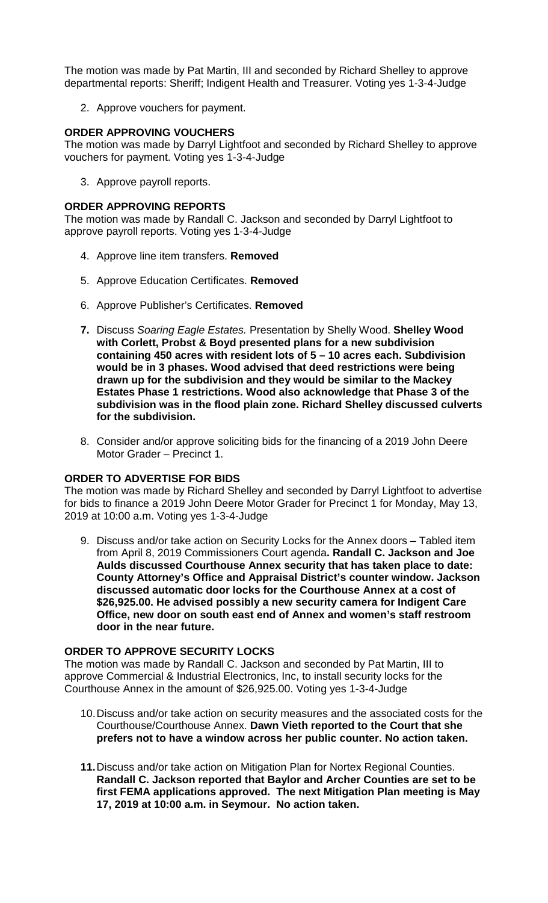The motion was made by Pat Martin, III and seconded by Richard Shelley to approve departmental reports: Sheriff; Indigent Health and Treasurer. Voting yes 1-3-4-Judge

2. Approve vouchers for payment.

**ORDER APPROVING VOUCHERS**

The motion was made by Darryl Lightfoot and seconded by Richard Shelley to approve vouchers for payment. Voting yes 1-3-4-Judge

3. Approve payroll reports.

**ORDER APPROVING REPORTS**

The motion was made by Randall C. Jackson and seconded by Darryl Lightfoot to approve payroll reports. Voting yes 1-3-4-Judge

4. Approve line item transfers. **Removed**

5. Approve Education Certificates. **Removed**

6. Approve Publisher's Certificates. **Removed**

**7.** Discuss *Soaring Eagle Estates.* Presentation by Shelly Wood. **Shelley Wood with Corlett, Probst & Boyd presented plans for a new subdivision containing 450 acres with resident lots of 5 – 10 acres each. Subdivision would be in 3 phases. Wood advised that deed restrictions were being drawn up for the subdivision and they would be similar to the Mackey Estates Phase 1 restrictions. Wood also acknowledge that Phase 3 of the subdivision was in the flood plain zone. Richard Shelley discussed culverts for the subdivision.**

8. Consider and/or approve soliciting bids for the financing of a 2019 John Deere Motor Grader – Precinct 1.

**ORDER TO ADVERTISE FOR BIDS**

The motion was made by Richard Shelley and seconded by Darryl Lightfoot to advertise for bids to finance a 2019 John Deere Motor Grader for Precinct 1 for Monday, May 13, 2019 at 10:00 a.m. Voting yes 1-3-4-Judge

9. Discuss and/or take action on Security Locks for the Annex doors – Tabled item from April 8, 2019 Commissioners Court agenda**. Randall C. Jackson and Joe Aulds discussed Courthouse Annex security that has taken place to date: County Attorney's Office and Appraisal District's counter window. Jackson discussed automatic door locks for the Courthouse Annex at a cost of $26,925.00. He advised possibly a new security camera for Indigent Care Office, new door on south east end of Annex and women's staff restroom door in the near future.**

**ORDER TO APPROVE SECURITY LOCKS**

The motion was made by Randall C. Jackson and seconded by Pat Martin, III to approve Commercial & Industrial Electronics, Inc, to install security locks for the Courthouse Annex in the amount of $26,925.00. Voting yes 1-3-4-Judge

10. Discuss and/or take action on security measures and the associated costs for the Courthouse/Courthouse Annex. **Dawn Vieth reported to the Court that she prefers not to have a window across her public counter. No action taken.**

**11.** Discuss and/or take action on Mitigation Plan for Nortex Regional Counties. **Randall C. Jackson reported that Baylor and Archer Counties are set to be first FEMA applications approved. The next Mitigation Plan meeting is May 17, 2019 at 10:00 a.m. in Seymour. No action taken.**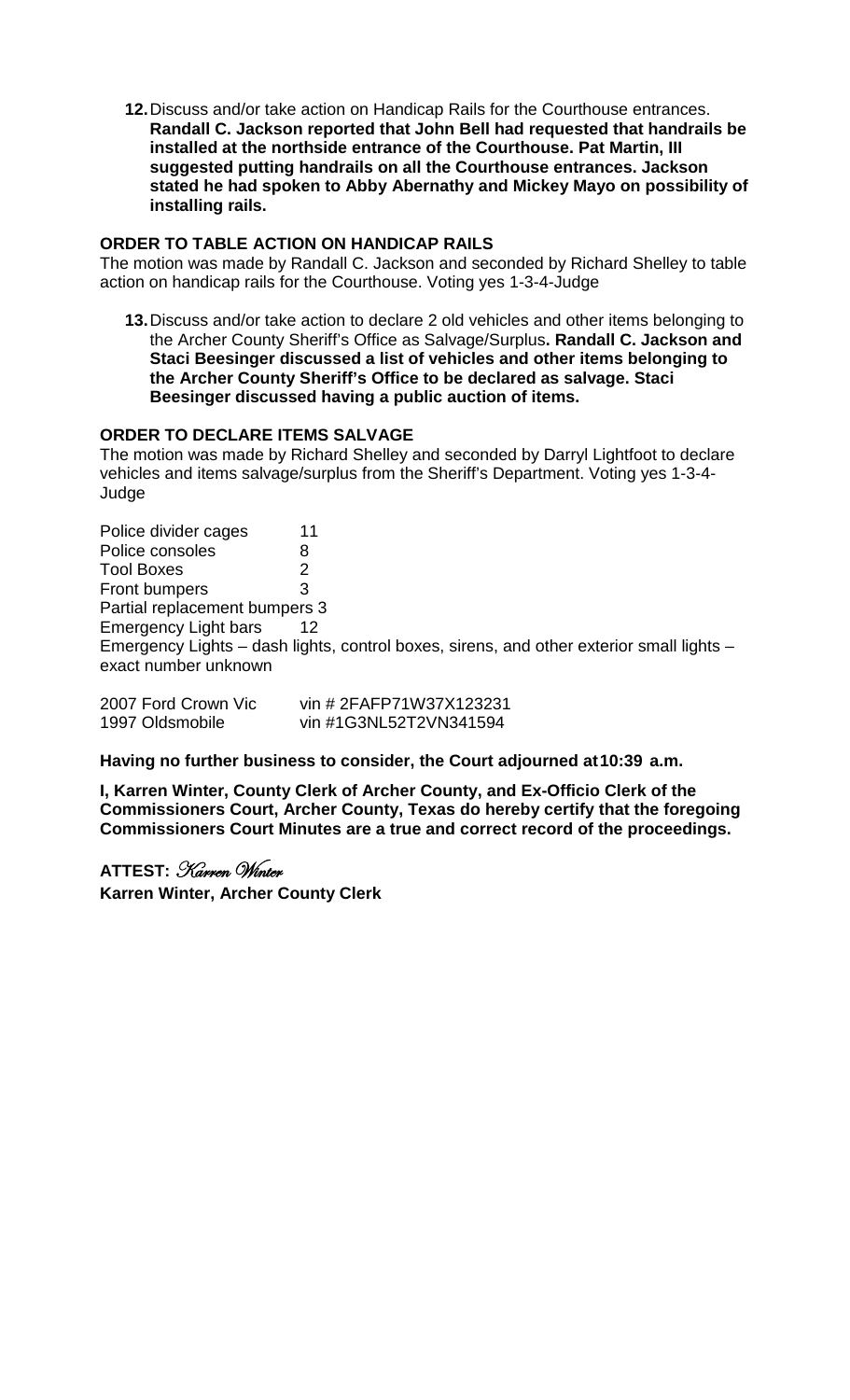12. Discuss and/or take action on Handicap Rails for the Courthouse entrances. **Randall C. Jackson reported that John Bell had requested that handrails be installed at the northside entrance of the Courthouse. Pat Martin, III suggested putting handrails on all the Courthouse entrances. Jackson stated he had spoken to Abby Abernathy and Mickey Mayo on possibility of installing rails.**

**ORDER TO TABLE ACTION ON HANDICAP RAILS**

The motion was made by Randall C. Jackson and seconded by Richard Shelley to table action on handicap rails for the Courthouse. Voting yes 1-3-4-Judge

13. Discuss and/or take action to declare 2 old vehicles and other items belonging to the Archer County Sheriff's Office as Salvage/Surplus**. Randall C. Jackson and Staci Beesinger discussed a list of vehicles and other items belonging to the Archer County Sheriff's Office to be declared as salvage. Staci Beesinger discussed having a public auction of items.**

**ORDER TO DECLARE ITEMS SALVAGE**

The motion was made by Richard Shelley and seconded by Darryl Lightfoot to declare vehicles and items salvage/surplus from the Sheriff's Department. Voting yes 1-3-4-Judge

| | |
|---|---|
| Police divider cages | 11 |
| Police consoles | 8 |
| Tool Boxes | 2 |
| Front bumpers | 3 |
| Partial replacement bumpers | 3 |
| Emergency Light bars | 12 |

Emergency Lights – dash lights, control boxes, sirens, and other exterior small lights – exact number unknown

| | |
|---|---|
| 2007 Ford Crown Vic | vin # 2FAFP71W37X123231 |
| 1997 Oldsmobile | vin #1G3NL52T2VN341594 |

**Having no further business to consider, the Court adjourned at 10:39 a.m.**

**I, Karren Winter, County Clerk of Archer County, and Ex-Officio Clerk of the Commissioners Court, Archer County, Texas do hereby certify that the foregoing Commissioners Court Minutes are a true and correct record of the proceedings.**

**ATTEST:** *Karren Winter*

**Karren Winter, Archer County Clerk**